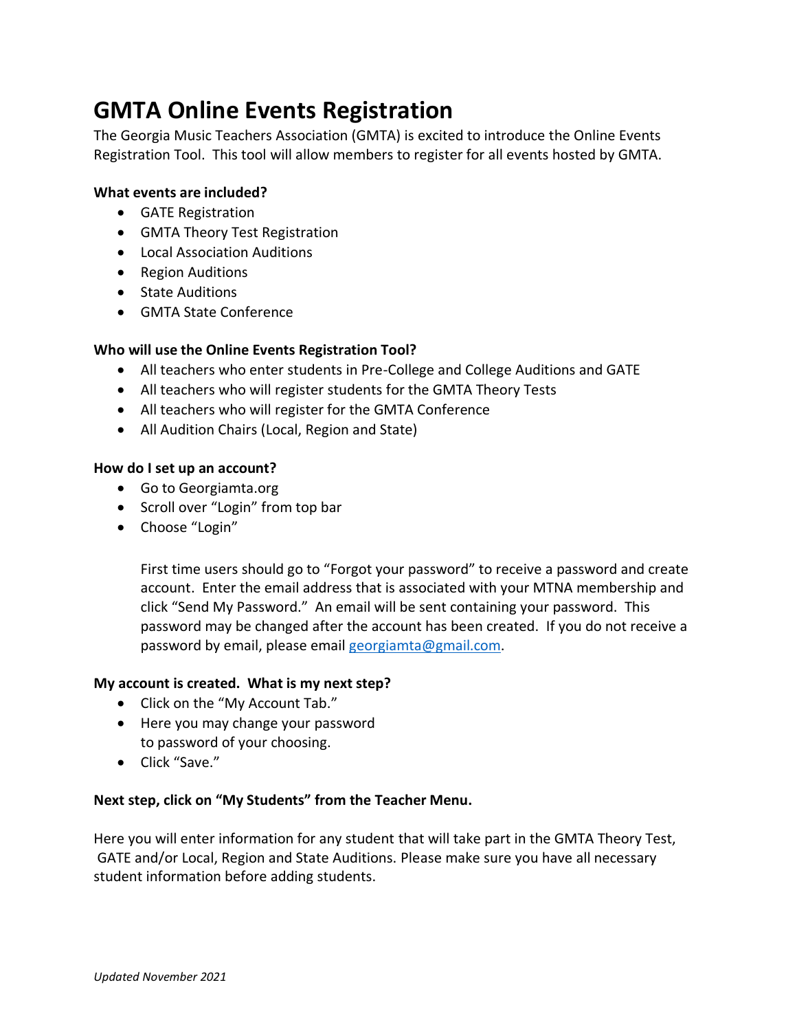# GMTA Online Events Registration

The Georgia Music Teachers Association (GMTA) is excited to introduce the Online Events Registration Tool. This tool will allow members to register for all events hosted by GMTA.

**What events are included?**

- GATE Registration
- GMTA Theory Test Registration
- Local Association Auditions
- Region Auditions
- State Auditions
- GMTA State Conference

**Who will use the Online Events Registration Tool?**

- All teachers who enter students in Pre-College and College Auditions and GATE
- All teachers who will register students for the GMTA Theory Tests
- All teachers who will register for the GMTA Conference
- All Audition Chairs (Local, Region and State)

**How do I set up an account?**

- Go to Georgiamta.org
- Scroll over "Login" from top bar
- Choose "Login"

First time users should go to "Forgot your password" to receive a password and create account. Enter the email address that is associated with your MTNA membership and click "Send My Password." An email will be sent containing your password. This password may be changed after the account has been created. If you do not receive a password by email, please email georgiamta@gmail.com.

**My account is created. What is my next step?**

- Click on the "My Account Tab."
- Here you may change your password to password of your choosing.
- Click "Save."

**Next step, click on "My Students" from the Teacher Menu.**

Here you will enter information for any student that will take part in the GMTA Theory Test, GATE and/or Local, Region and State Auditions. Please make sure you have all necessary student information before adding students.

*Updated November 2021*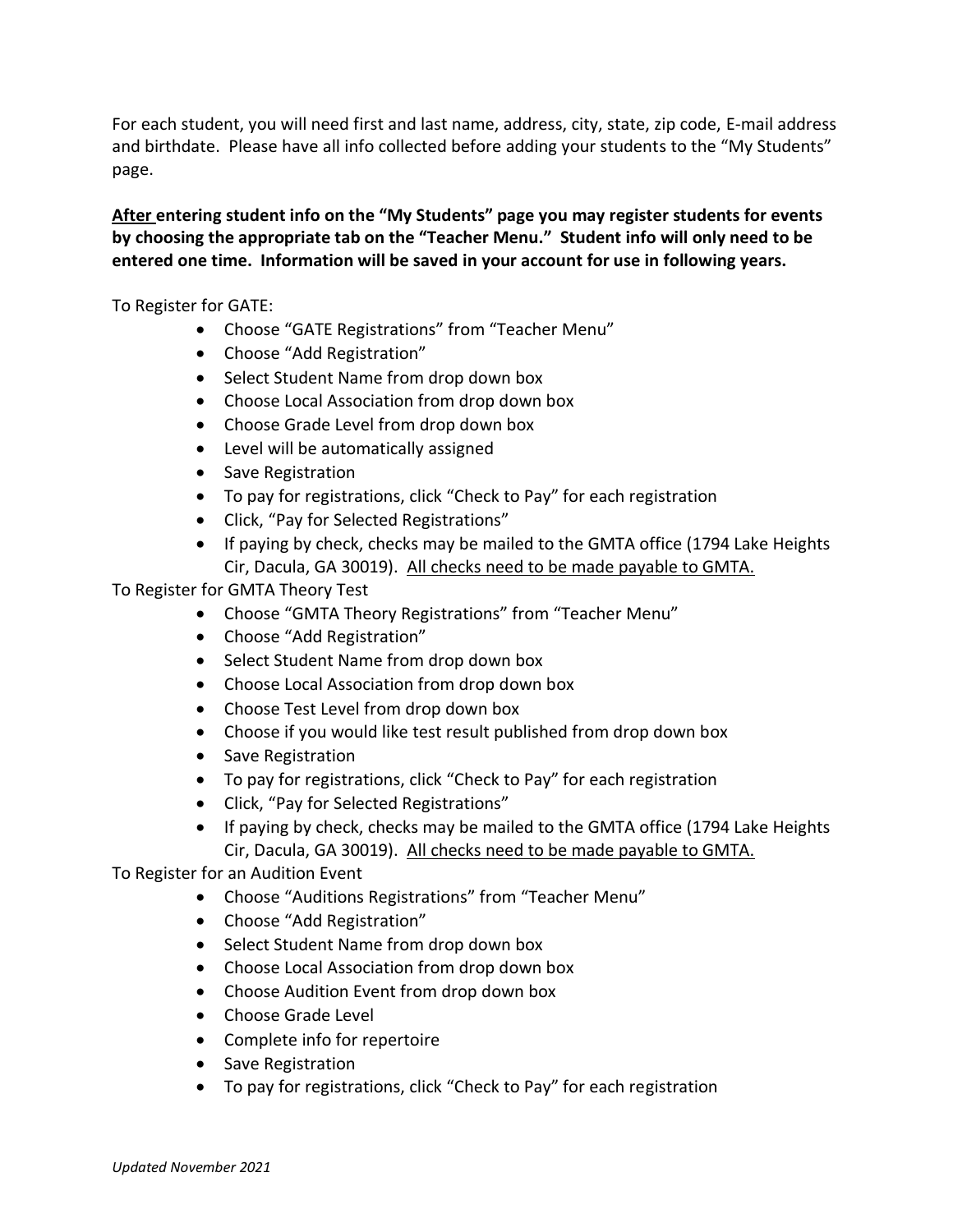For each student, you will need first and last name, address, city, state, zip code, E-mail address and birthdate. Please have all info collected before adding your students to the "My Students" page.

**<u>After</u> entering student info on the "My Students" page you may register students for events by choosing the appropriate tab on the "Teacher Menu." Student info will only need to be entered one time. Information will be saved in your account for use in following years.**

To Register for GATE:

- Choose "GATE Registrations" from "Teacher Menu"
- Choose "Add Registration"
- Select Student Name from drop down box
- Choose Local Association from drop down box
- Choose Grade Level from drop down box
- Level will be automatically assigned
- Save Registration
- To pay for registrations, click "Check to Pay" for each registration
- Click, "Pay for Selected Registrations"
- If paying by check, checks may be mailed to the GMTA office (1794 Lake Heights Cir, Dacula, GA 30019). <u>All checks need to be made payable to GMTA.</u>

To Register for GMTA Theory Test

- Choose "GMTA Theory Registrations" from "Teacher Menu"
- Choose "Add Registration"
- Select Student Name from drop down box
- Choose Local Association from drop down box
- Choose Test Level from drop down box
- Choose if you would like test result published from drop down box
- Save Registration
- To pay for registrations, click "Check to Pay" for each registration
- Click, "Pay for Selected Registrations"
- If paying by check, checks may be mailed to the GMTA office (1794 Lake Heights Cir, Dacula, GA 30019). <u>All checks need to be made payable to GMTA.</u>

To Register for an Audition Event

- Choose "Auditions Registrations" from "Teacher Menu"
- Choose "Add Registration"
- Select Student Name from drop down box
- Choose Local Association from drop down box
- Choose Audition Event from drop down box
- Choose Grade Level
- Complete info for repertoire
- Save Registration
- To pay for registrations, click "Check to Pay" for each registration

*Updated November 2021*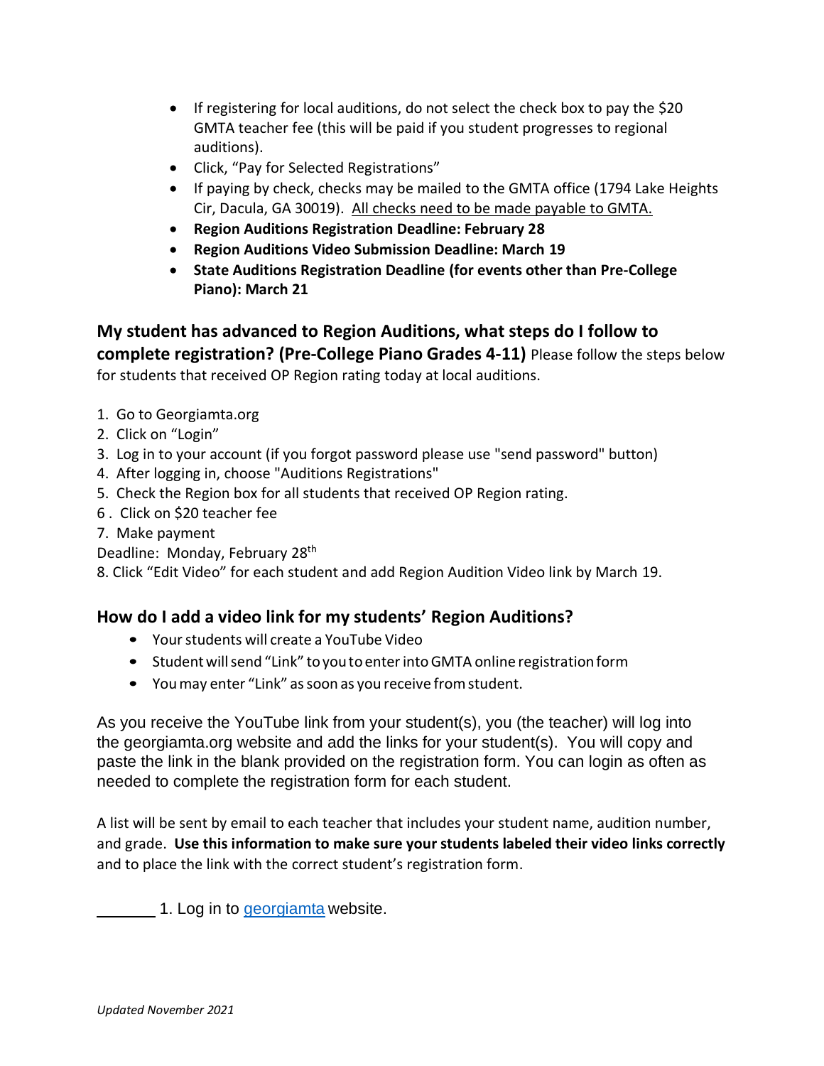- If registering for local auditions, do not select the check box to pay the $20 GMTA teacher fee (this will be paid if you student progresses to regional auditions).
- Click, "Pay for Selected Registrations"
- If paying by check, checks may be mailed to the GMTA office (1794 Lake Heights Cir, Dacula, GA 30019). All checks need to be made payable to GMTA.
- **Region Auditions Registration Deadline: February 28**
- **Region Auditions Video Submission Deadline: March 19**
- **State Auditions Registration Deadline (for events other than Pre-College Piano): March 21**

## My student has advanced to Region Auditions, what steps do I follow to complete registration? (Pre-College Piano Grades 4-11)

Please follow the steps below for students that received OP Region rating today at local auditions.

1. Go to Georgiamta.org
2. Click on "Login"
3. Log in to your account (if you forgot password please use "send password" button)
4. After logging in, choose "Auditions Registrations"
5. Check the Region box for all students that received OP Region rating.
6. Click on $20 teacher fee
7. Make payment

Deadline: Monday, February 28th

8. Click "Edit Video" for each student and add Region Audition Video link by March 19.

## How do I add a video link for my students' Region Auditions?

- Your students will create a YouTube Video
- Student will send "Link" to you to enter into GMTA online registration form
- You may enter "Link" as soon as you receive from student.

As you receive the YouTube link from your student(s), you (the teacher) will log into the georgiamta.org website and add the links for your student(s). You will copy and paste the link in the blank provided on the registration form. You can login as often as needed to complete the registration form for each student.

A list will be sent by email to each teacher that includes your student name, audition number, and grade. **Use this information to make sure your students labeled their video links correctly** and to place the link with the correct student's registration form.

_______ 1. Log in to georgiamta website.

*Updated November 2021*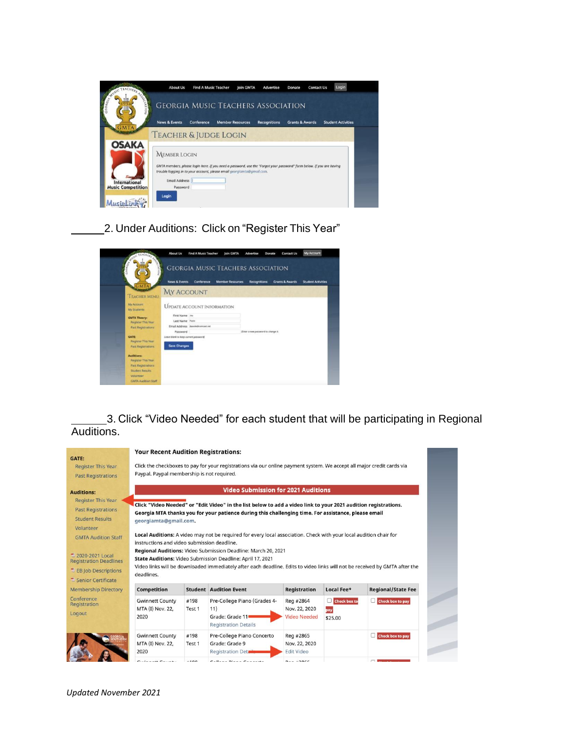\_\_\_\_\_\_2. Under Auditions: Click on "Register This Year"

\_\_\_\_\_\_3. Click "Video Needed" for each student that will be participating in Regional Auditions.

*Updated November 2021*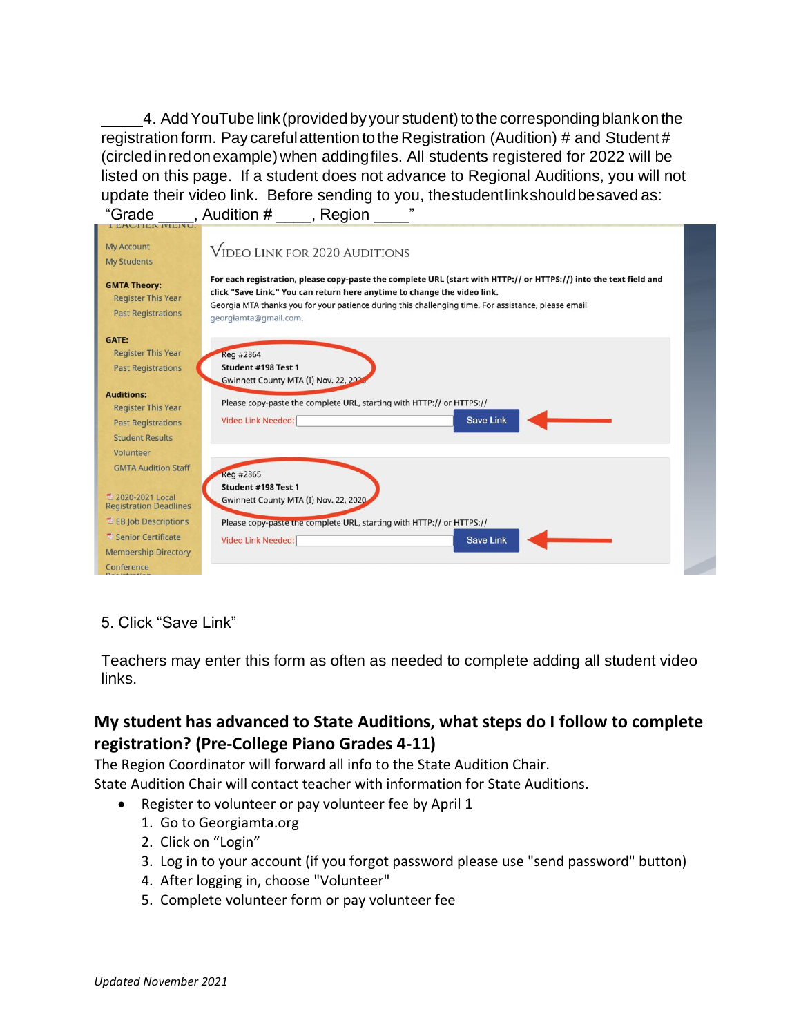_____4. Add YouTube link (provided by your student) to the corresponding blank on the registration form. Pay careful attention to the Registration (Audition) # and Student # (circled in red on example) when adding files. All students registered for 2022 will be listed on this page. If a student does not advance to Regional Auditions, you will not update their video link. Before sending to you, the student link should be saved as: "Grade ____, Audition # ____, Region ____"

5. Click "Save Link"

Teachers may enter this form as often as needed to complete adding all student video links.

## My student has advanced to State Auditions, what steps do I follow to complete registration? (Pre-College Piano Grades 4-11)

The Region Coordinator will forward all info to the State Audition Chair.
State Audition Chair will contact teacher with information for State Auditions.

- Register to volunteer or pay volunteer fee by April 1
  1. Go to Georgiamta.org
  2. Click on "Login"
  3. Log in to your account (if you forgot password please use "send password" button)
  4. After logging in, choose "Volunteer"
  5. Complete volunteer form or pay volunteer fee

*Updated November 2021*